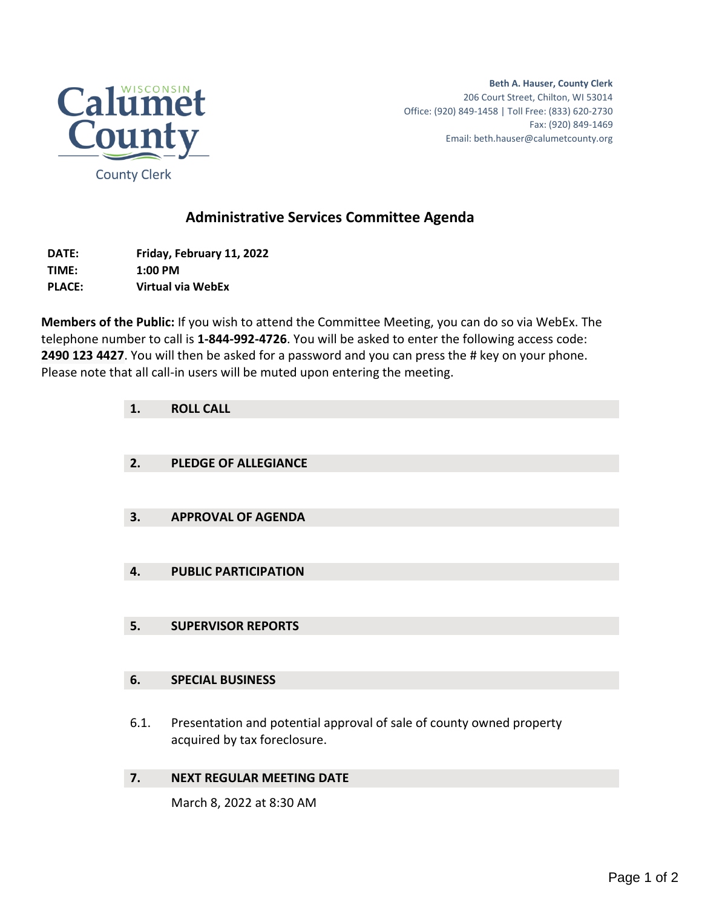Calumet County
WISCONSIN
County Clerk

**Beth A. Hauser, County Clerk**
206 Court Street, Chilton, WI 53014
Office: (920) 849-1458 | Toll Free: (833) 620-2730
Fax: (920) 849-1469
Email: beth.hauser@calumetcounty.org

# Administrative Services Committee Agenda

**DATE:** **Friday, February 11, 2022**
**TIME:** **1:00 PM**
**PLACE:** **Virtual via WebEx**

**Members of the Public:** If you wish to attend the Committee Meeting, you can do so via WebEx. The telephone number to call is **1-844-992-4726**. You will be asked to enter the following access code: **2490 123 4427**. You will then be asked for a password and you can press the # key on your phone. Please note that all call-in users will be muted upon entering the meeting.

## 1. ROLL CALL

## 2. PLEDGE OF ALLEGIANCE

## 3. APPROVAL OF AGENDA

## 4. PUBLIC PARTICIPATION

## 5. SUPERVISOR REPORTS

## 6. SPECIAL BUSINESS

6.1. Presentation and potential approval of sale of county owned property acquired by tax foreclosure.

## 7. NEXT REGULAR MEETING DATE

March 8, 2022 at 8:30 AM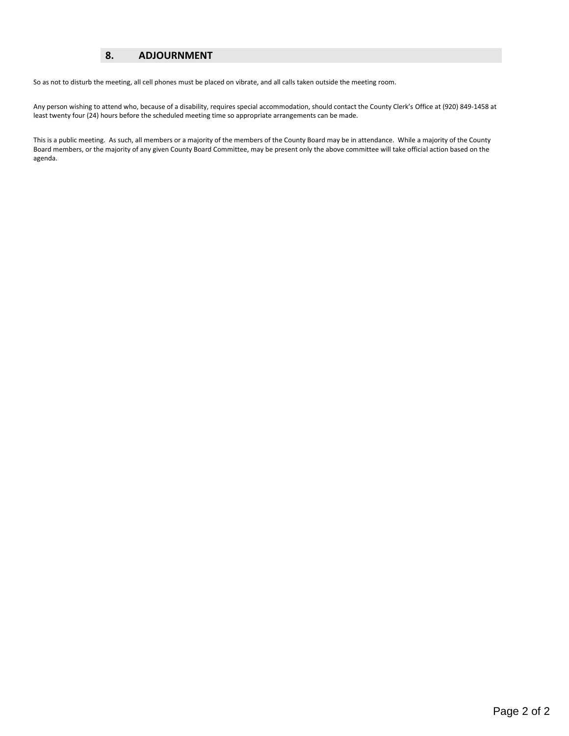## 8. ADJOURNMENT

So as not to disturb the meeting, all cell phones must be placed on vibrate, and all calls taken outside the meeting room.

Any person wishing to attend who, because of a disability, requires special accommodation, should contact the County Clerk's Office at (920) 849-1458 at least twenty four (24) hours before the scheduled meeting time so appropriate arrangements can be made.

This is a public meeting. As such, all members or a majority of the members of the County Board may be in attendance. While a majority of the County Board members, or the majority of any given County Board Committee, may be present only the above committee will take official action based on the agenda.